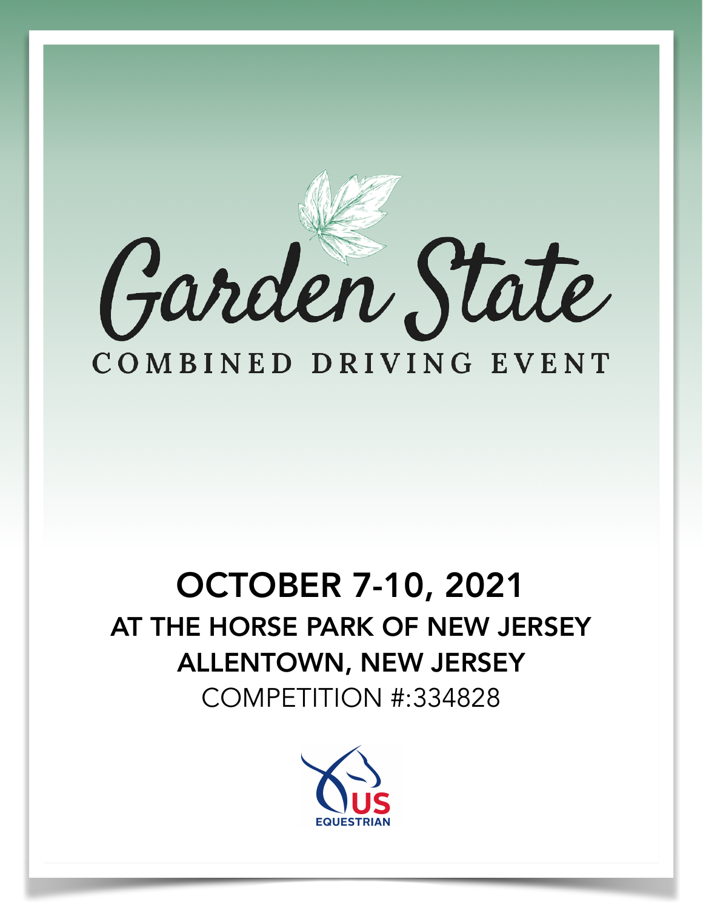# Garden State

## COMBINED DRIVING EVENT

**OCTOBER 7-10, 2021**

**AT THE HORSE PARK OF NEW JERSEY**

**ALLENTOWN, NEW JERSEY**

COMPETITION #:334828

US EQUESTRIAN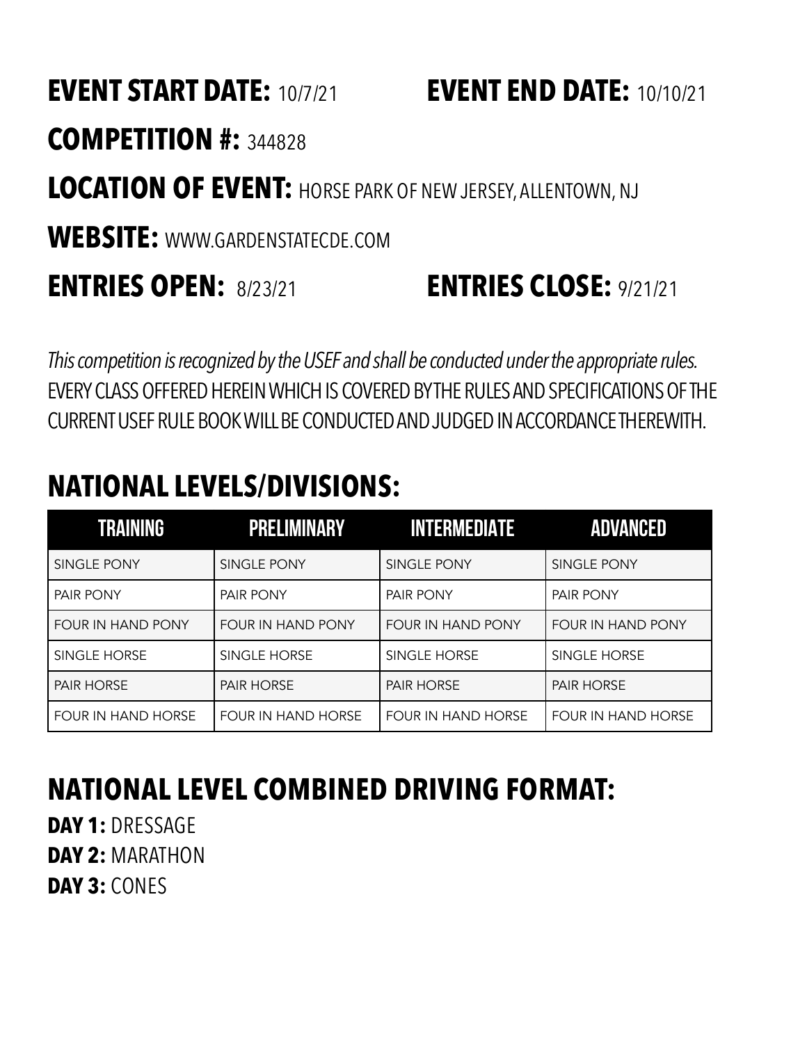**EVENT START DATE:** 10/7/21 **EVENT END DATE:** 10/10/21

**COMPETITION #:** 344828

**LOCATION OF EVENT:** HORSE PARK OF NEW JERSEY, ALLENTOWN, NJ

**WEBSITE:** WWW.GARDENSTATECDE.COM

**ENTRIES OPEN:** 8/23/21 **ENTRIES CLOSE:** 9/21/21

*This competition is recognized by the USEF and shall be conducted under the appropriate rules.* EVERY CLASS OFFERED HEREIN WHICH IS COVERED BY THE RULES AND SPECIFICATIONS OF THE CURRENT USEF RULE BOOK WILL BE CONDUCTED AND JUDGED IN ACCORDANCE THEREWITH.

## NATIONAL LEVELS/DIVISIONS:

| TRAINING | PRELIMINARY | INTERMEDIATE | ADVANCED |
|---|---|---|---|
| SINGLE PONY | SINGLE PONY | SINGLE PONY | SINGLE PONY |
| PAIR PONY | PAIR PONY | PAIR PONY | PAIR PONY |
| FOUR IN HAND PONY | FOUR IN HAND PONY | FOUR IN HAND PONY | FOUR IN HAND PONY |
| SINGLE HORSE | SINGLE HORSE | SINGLE HORSE | SINGLE HORSE |
| PAIR HORSE | PAIR HORSE | PAIR HORSE | PAIR HORSE |
| FOUR IN HAND HORSE | FOUR IN HAND HORSE | FOUR IN HAND HORSE | FOUR IN HAND HORSE |

## NATIONAL LEVEL COMBINED DRIVING FORMAT:

**DAY 1:** DRESSAGE
**DAY 2:** MARATHON
**DAY 3:** CONES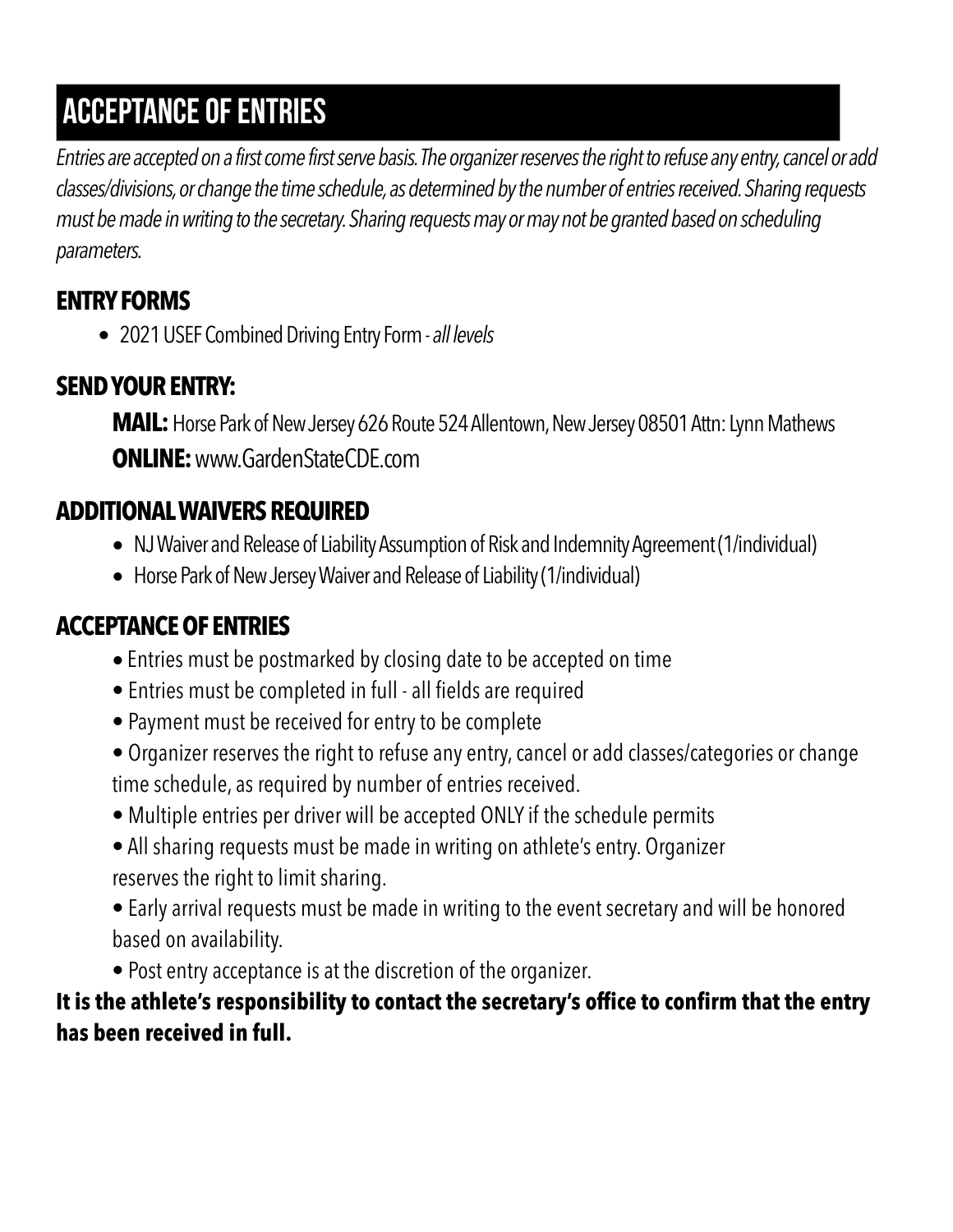# ACCEPTANCE OF ENTRIES

*Entries are accepted on a first come first serve basis. The organizer reserves the right to refuse any entry, cancel or add classes/divisions, or change the time schedule, as determined by the number of entries received. Sharing requests must be made in writing to the secretary. Sharing requests may or may not be granted based on scheduling parameters.*

## ENTRY FORMS

- 2021 USEF Combined Driving Entry Form - *all levels*

## SEND YOUR ENTRY:

**MAIL:** Horse Park of New Jersey 626 Route 524 Allentown, New Jersey 08501 Attn: Lynn Mathews

**ONLINE:** www.GardenStateCDE.com

## ADDITIONAL WAIVERS REQUIRED

- NJ Waiver and Release of Liability Assumption of Risk and Indemnity Agreement (1/individual)
- Horse Park of New Jersey Waiver and Release of Liability (1/individual)

## ACCEPTANCE OF ENTRIES

- Entries must be postmarked by closing date to be accepted on time
- Entries must be completed in full - all fields are required
- Payment must be received for entry to be complete
- Organizer reserves the right to refuse any entry, cancel or add classes/categories or change time schedule, as required by number of entries received.
- Multiple entries per driver will be accepted ONLY if the schedule permits
- All sharing requests must be made in writing on athlete's entry. Organizer reserves the right to limit sharing.
- Early arrival requests must be made in writing to the event secretary and will be honored based on availability.
- Post entry acceptance is at the discretion of the organizer.

**It is the athlete's responsibility to contact the secretary's office to confirm that the entry has been received in full.**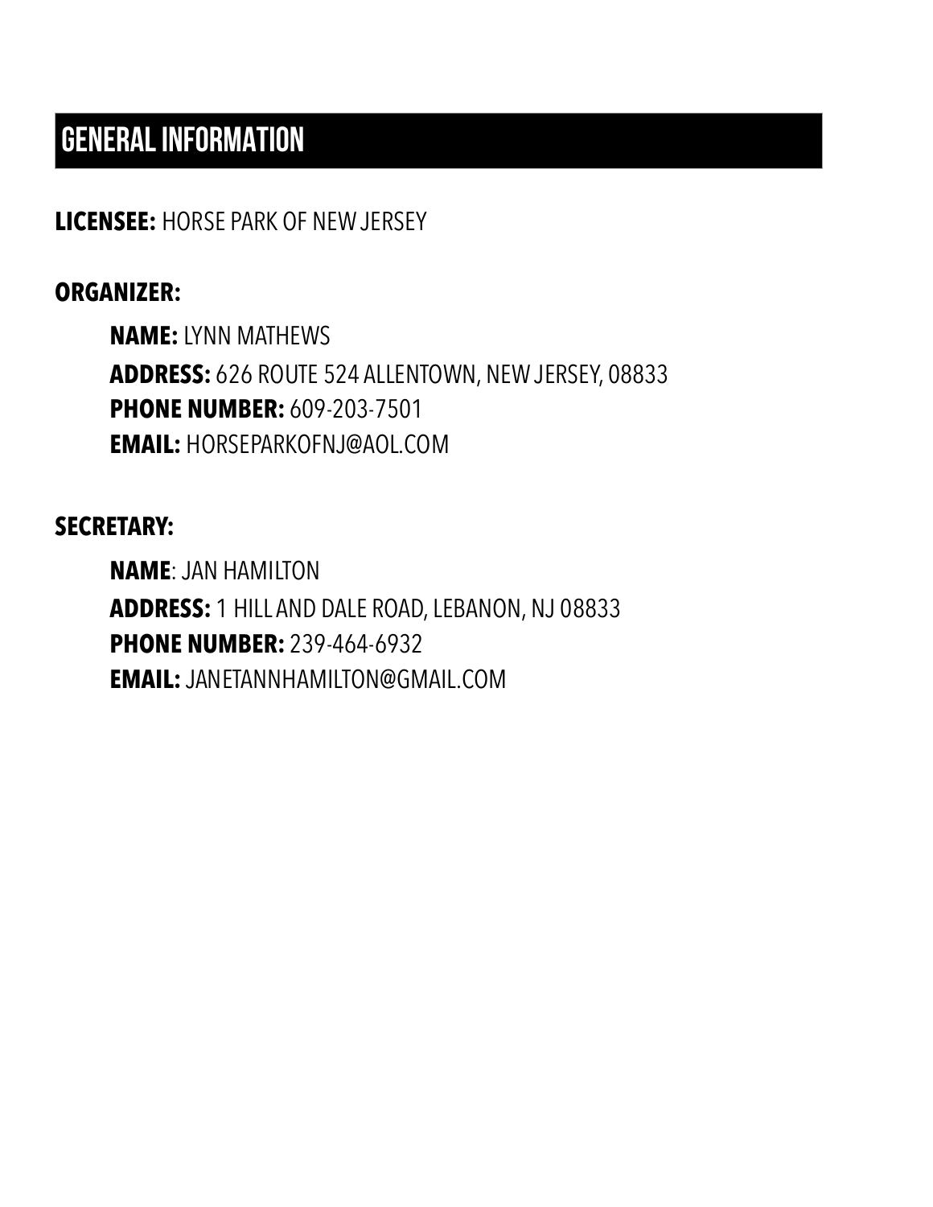# GENERAL INFORMATION

**LICENSEE:** HORSE PARK OF NEW JERSEY

**ORGANIZER:**

**NAME:** LYNN MATHEWS
**ADDRESS:** 626 ROUTE 524 ALLENTOWN, NEW JERSEY, 08833
**PHONE NUMBER:** 609-203-7501
**EMAIL:** HORSEPARKOFNJ@AOL.COM

**SECRETARY:**

**NAME**: JAN HAMILTON
**ADDRESS:** 1 HILL AND DALE ROAD, LEBANON, NJ 08833
**PHONE NUMBER:** 239-464-6932
**EMAIL:** JANETANNHAMILTON@GMAIL.COM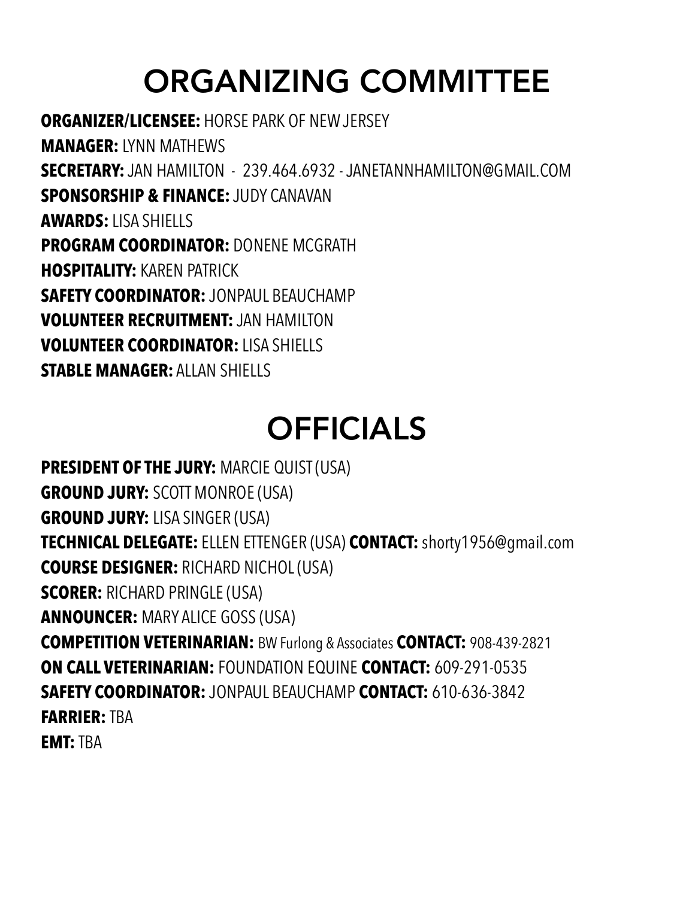# ORGANIZING COMMITTEE

**ORGANIZER/LICENSEE:** HORSE PARK OF NEW JERSEY

**MANAGER:** LYNN MATHEWS

**SECRETARY:** JAN HAMILTON - 239.464.6932 - JANETANNHAMILTON@GMAIL.COM

**SPONSORSHIP & FINANCE:** JUDY CANAVAN

**AWARDS:** LISA SHIELLS

**PROGRAM COORDINATOR:** DONENE MCGRATH

**HOSPITALITY:** KAREN PATRICK

**SAFETY COORDINATOR:** JONPAUL BEAUCHAMP

**VOLUNTEER RECRUITMENT:** JAN HAMILTON

**VOLUNTEER COORDINATOR:** LISA SHIELLS

**STABLE MANAGER:** ALLAN SHIELLS

# OFFICIALS

**PRESIDENT OF THE JURY:** MARCIE QUIST (USA)

**GROUND JURY:** SCOTT MONROE (USA)

**GROUND JURY:** LISA SINGER (USA)

**TECHNICAL DELEGATE:** ELLEN ETTENGER (USA) **CONTACT:** shorty1956@gmail.com

**COURSE DESIGNER:** RICHARD NICHOL (USA)

**SCORER:** RICHARD PRINGLE (USA)

**ANNOUNCER:** MARY ALICE GOSS (USA)

**COMPETITION VETERINARIAN:** BW Furlong & Associates **CONTACT:** 908-439-2821

**ON CALL VETERINARIAN:** FOUNDATION EQUINE **CONTACT:** 609-291-0535

**SAFETY COORDINATOR:** JONPAUL BEAUCHAMP **CONTACT:** 610-636-3842

**FARRIER:** TBA

**EMT:** TBA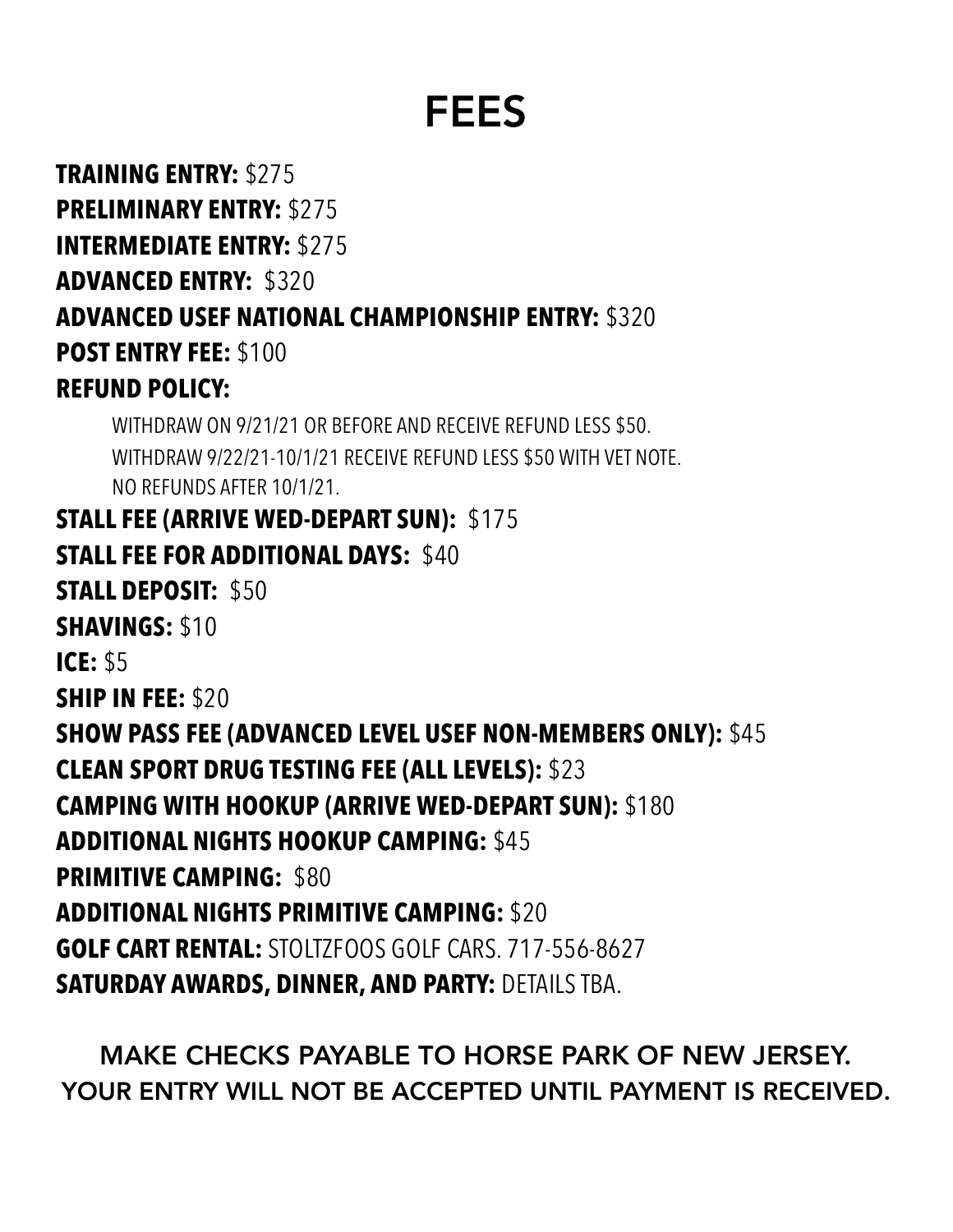# FEES

**TRAINING ENTRY:** $275

**PRELIMINARY ENTRY:** $275

**INTERMEDIATE ENTRY:** $275

**ADVANCED ENTRY:** $320

**ADVANCED USEF NATIONAL CHAMPIONSHIP ENTRY:** $320

**POST ENTRY FEE:** $100

**REFUND POLICY:**

WITHDRAW ON 9/21/21 OR BEFORE AND RECEIVE REFUND LESS $50.
WITHDRAW 9/22/21-10/1/21 RECEIVE REFUND LESS $50 WITH VET NOTE.
NO REFUNDS AFTER 10/1/21.

**STALL FEE (ARRIVE WED-DEPART SUN):** $175

**STALL FEE FOR ADDITIONAL DAYS:** $40

**STALL DEPOSIT:** $50

**SHAVINGS:** $10

**ICE:** $5

**SHIP IN FEE:** $20

**SHOW PASS FEE (ADVANCED LEVEL USEF NON-MEMBERS ONLY):** $45

**CLEAN SPORT DRUG TESTING FEE (ALL LEVELS):** $23

**CAMPING WITH HOOKUP (ARRIVE WED-DEPART SUN):** $180

**ADDITIONAL NIGHTS HOOKUP CAMPING:** $45

**PRIMITIVE CAMPING:** $80

**ADDITIONAL NIGHTS PRIMITIVE CAMPING:** $20

**GOLF CART RENTAL:** STOLTZFOOS GOLF CARS. 717-556-8627

**SATURDAY AWARDS, DINNER, AND PARTY:** DETAILS TBA.

MAKE CHECKS PAYABLE TO HORSE PARK OF NEW JERSEY.
YOUR ENTRY WILL NOT BE ACCEPTED UNTIL PAYMENT IS RECEIVED.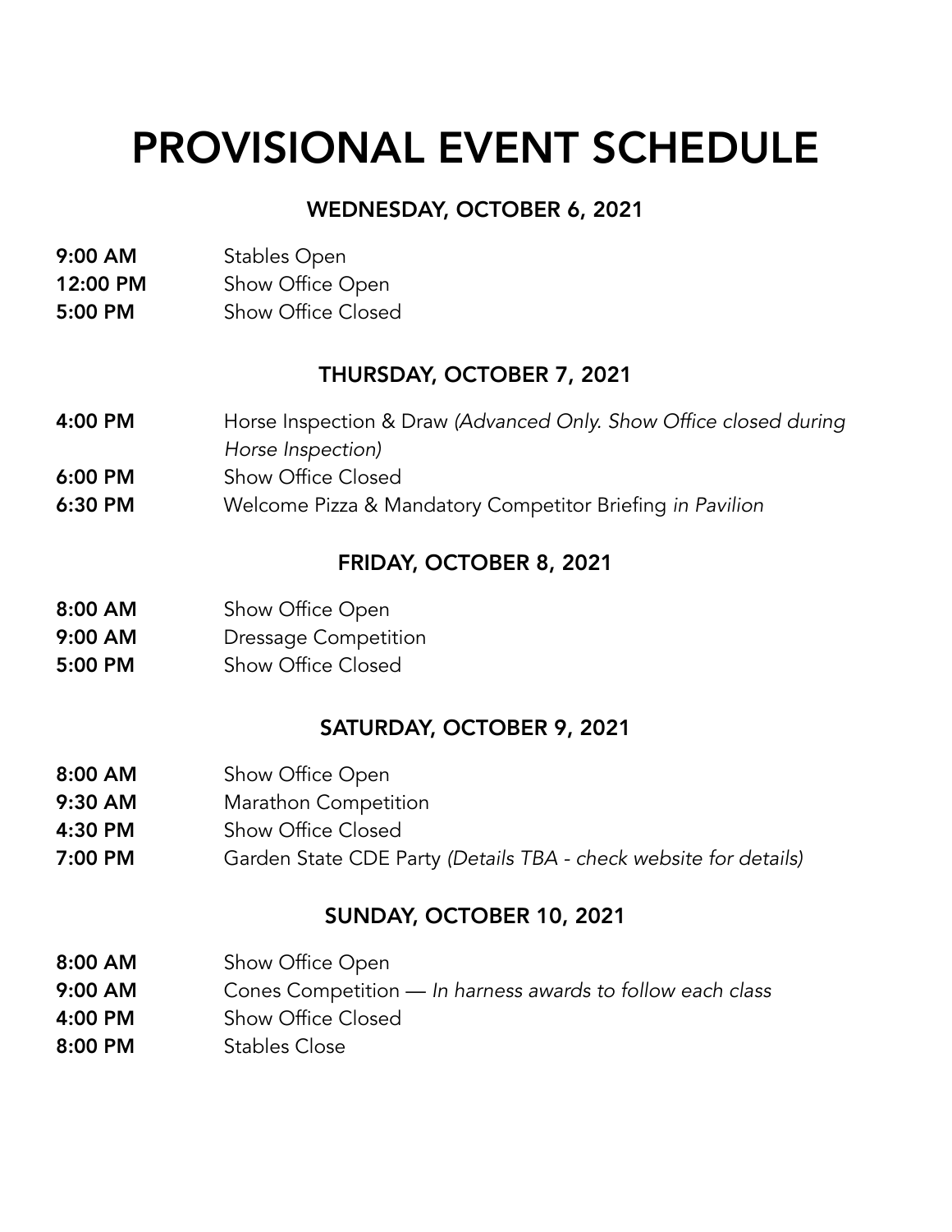# PROVISIONAL EVENT SCHEDULE

## WEDNESDAY, OCTOBER 6, 2021

**9:00 AM** Stables Open
**12:00 PM** Show Office Open
**5:00 PM** Show Office Closed

## THURSDAY, OCTOBER 7, 2021

**4:00 PM** Horse Inspection & Draw *(Advanced Only. Show Office closed during Horse Inspection)*
**6:00 PM** Show Office Closed
**6:30 PM** Welcome Pizza & Mandatory Competitor Briefing *in Pavilion*

## FRIDAY, OCTOBER 8, 2021

**8:00 AM** Show Office Open
**9:00 AM** Dressage Competition
**5:00 PM** Show Office Closed

## SATURDAY, OCTOBER 9, 2021

**8:00 AM** Show Office Open
**9:30 AM** Marathon Competition
**4:30 PM** Show Office Closed
**7:00 PM** Garden State CDE Party *(Details TBA - check website for details)*

## SUNDAY, OCTOBER 10, 2021

**8:00 AM** Show Office Open
**9:00 AM** Cones Competition — *In harness awards to follow each class*
**4:00 PM** Show Office Closed
**8:00 PM** Stables Close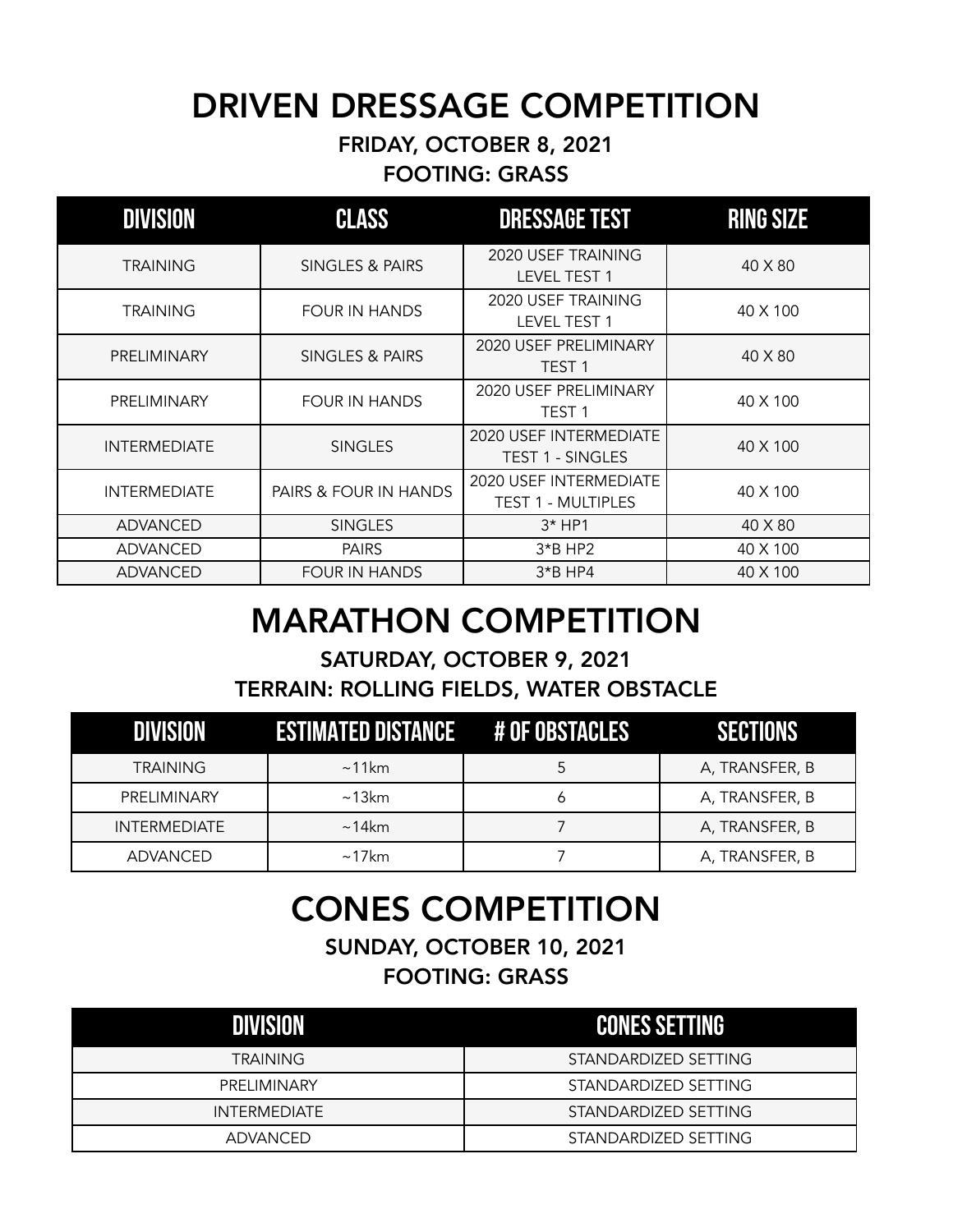# DRIVEN DRESSAGE COMPETITION

**FRIDAY, OCTOBER 8, 2021**

**FOOTING: GRASS**

| DIVISION | CLASS | DRESSAGE TEST | RING SIZE |
| --- | --- | --- | --- |
| TRAINING | SINGLES & PAIRS | 2020 USEF TRAINING LEVEL TEST 1 | 40 X 80 |
| TRAINING | FOUR IN HANDS | 2020 USEF TRAINING LEVEL TEST 1 | 40 X 100 |
| PRELIMINARY | SINGLES & PAIRS | 2020 USEF PRELIMINARY TEST 1 | 40 X 80 |
| PRELIMINARY | FOUR IN HANDS | 2020 USEF PRELIMINARY TEST 1 | 40 X 100 |
| INTERMEDIATE | SINGLES | 2020 USEF INTERMEDIATE TEST 1 - SINGLES | 40 X 100 |
| INTERMEDIATE | PAIRS & FOUR IN HANDS | 2020 USEF INTERMEDIATE TEST 1 - MULTIPLES | 40 X 100 |
| ADVANCED | SINGLES | 3* HP1 | 40 X 80 |
| ADVANCED | PAIRS | 3*B HP2 | 40 X 100 |
| ADVANCED | FOUR IN HANDS | 3*B HP4 | 40 X 100 |

# MARATHON COMPETITION

**SATURDAY, OCTOBER 9, 2021**

**TERRAIN: ROLLING FIELDS, WATER OBSTACLE**

| DIVISION | ESTIMATED DISTANCE | # OF OBSTACLES | SECTIONS |
| --- | --- | --- | --- |
| TRAINING | ~11km | 5 | A, TRANSFER, B |
| PRELIMINARY | ~13km | 6 | A, TRANSFER, B |
| INTERMEDIATE | ~14km | 7 | A, TRANSFER, B |
| ADVANCED | ~17km | 7 | A, TRANSFER, B |

# CONES COMPETITION

**SUNDAY, OCTOBER 10, 2021**

**FOOTING: GRASS**

| DIVISION | CONES SETTING |
| --- | --- |
| TRAINING | STANDARDIZED SETTING |
| PRELIMINARY | STANDARDIZED SETTING |
| INTERMEDIATE | STANDARDIZED SETTING |
| ADVANCED | STANDARDIZED SETTING |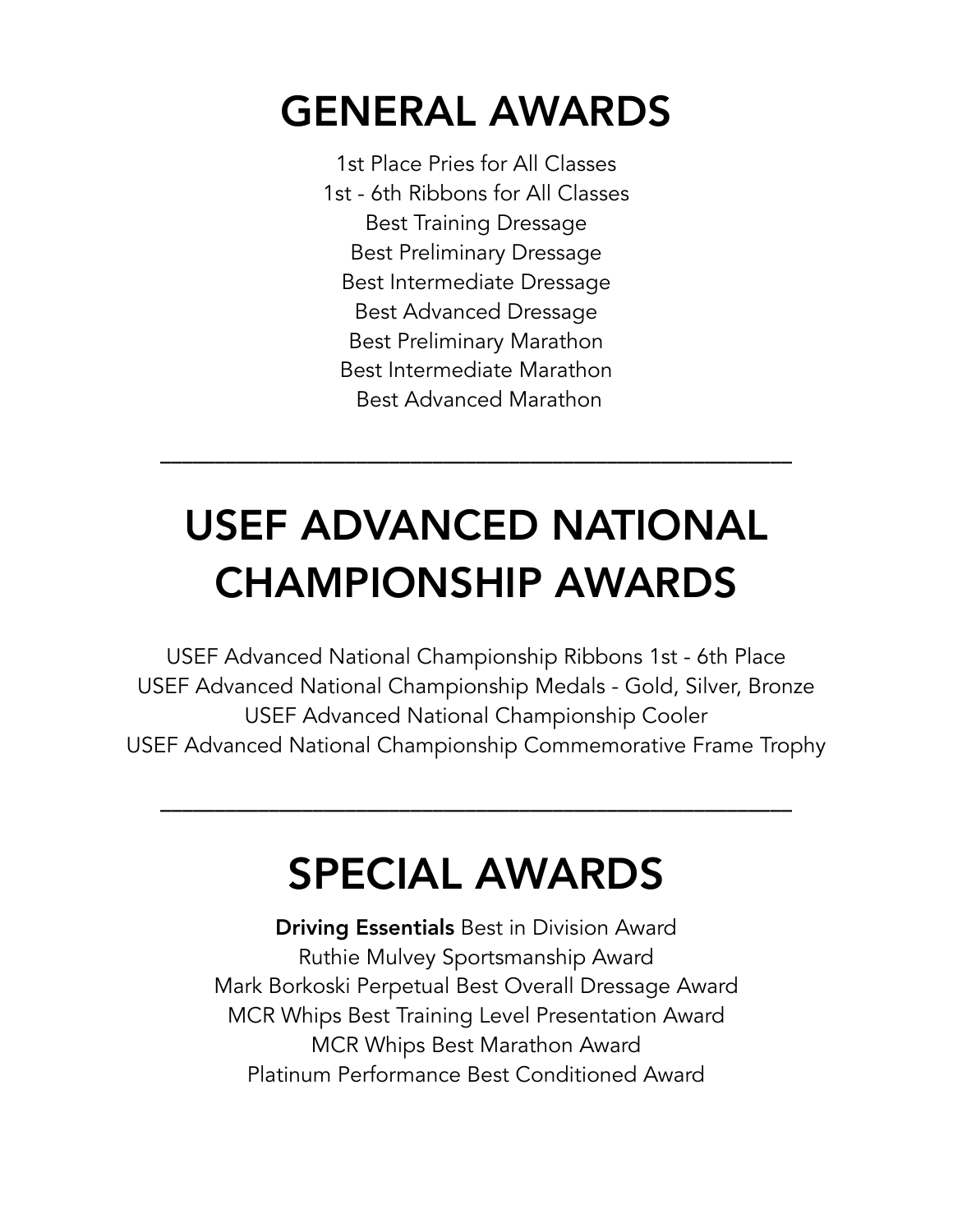# GENERAL AWARDS

1st Place Pries for All Classes
1st - 6th Ribbons for All Classes
Best Training Dressage
Best Preliminary Dressage
Best Intermediate Dressage
Best Advanced Dressage
Best Preliminary Marathon
Best Intermediate Marathon
Best Advanced Marathon

---

# USEF ADVANCED NATIONAL CHAMPIONSHIP AWARDS

USEF Advanced National Championship Ribbons 1st - 6th Place
USEF Advanced National Championship Medals - Gold, Silver, Bronze
USEF Advanced National Championship Cooler
USEF Advanced National Championship Commemorative Frame Trophy

---

# SPECIAL AWARDS

**Driving Essentials** Best in Division Award
Ruthie Mulvey Sportsmanship Award
Mark Borkoski Perpetual Best Overall Dressage Award
MCR Whips Best Training Level Presentation Award
MCR Whips Best Marathon Award
Platinum Performance Best Conditioned Award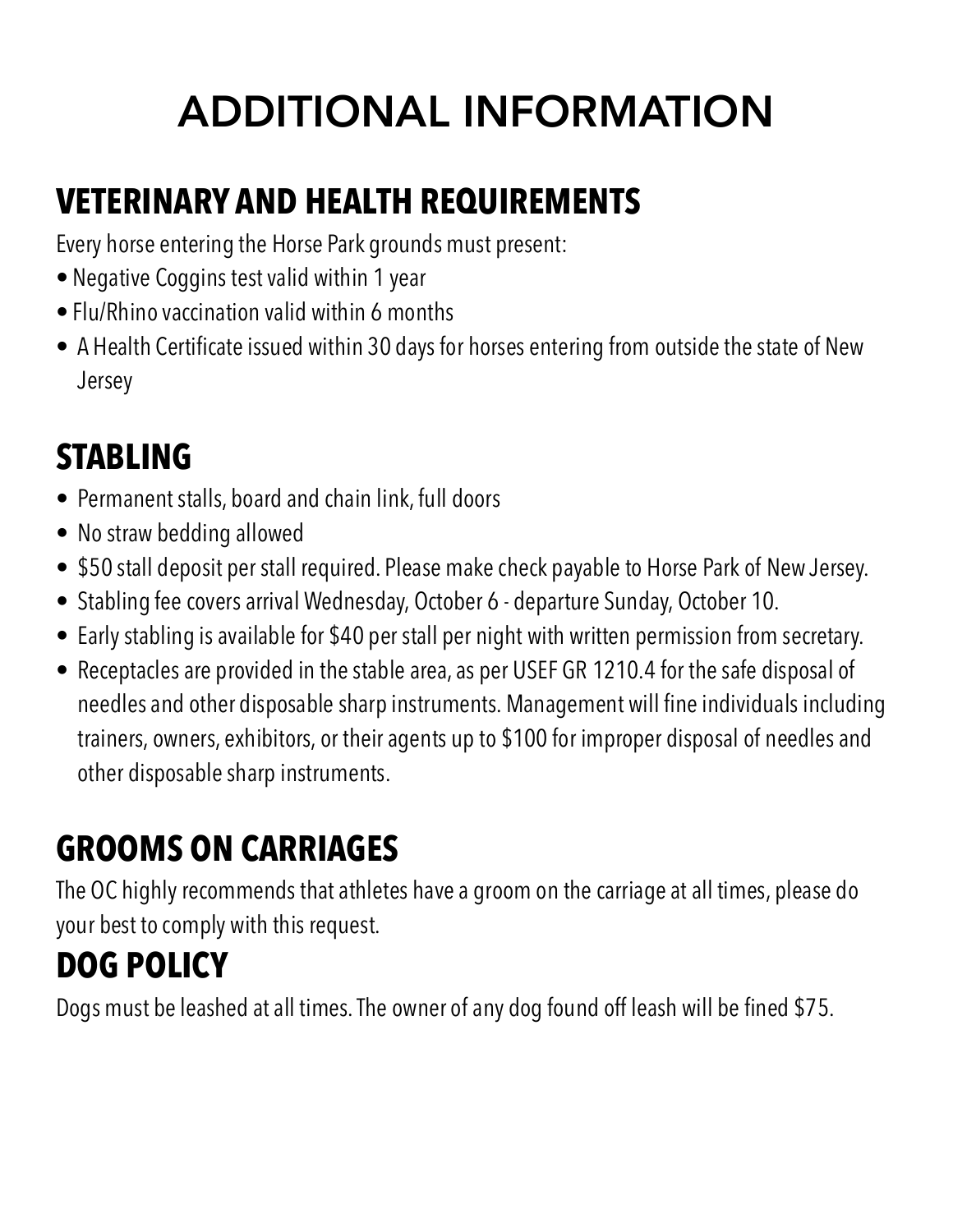# ADDITIONAL INFORMATION

## VETERINARY AND HEALTH REQUIREMENTS

Every horse entering the Horse Park grounds must present:

- Negative Coggins test valid within 1 year
- Flu/Rhino vaccination valid within 6 months
- A Health Certificate issued within 30 days for horses entering from outside the state of New Jersey

## STABLING

- Permanent stalls, board and chain link, full doors
- No straw bedding allowed
- $50 stall deposit per stall required. Please make check payable to Horse Park of New Jersey.
- Stabling fee covers arrival Wednesday, October 6 - departure Sunday, October 10.
- Early stabling is available for $40 per stall per night with written permission from secretary.
- Receptacles are provided in the stable area, as per USEF GR 1210.4 for the safe disposal of needles and other disposable sharp instruments. Management will fine individuals including trainers, owners, exhibitors, or their agents up to $100 for improper disposal of needles and other disposable sharp instruments.

## GROOMS ON CARRIAGES

The OC highly recommends that athletes have a groom on the carriage at all times, please do your best to comply with this request.

## DOG POLICY

Dogs must be leashed at all times. The owner of any dog found off leash will be fined $75.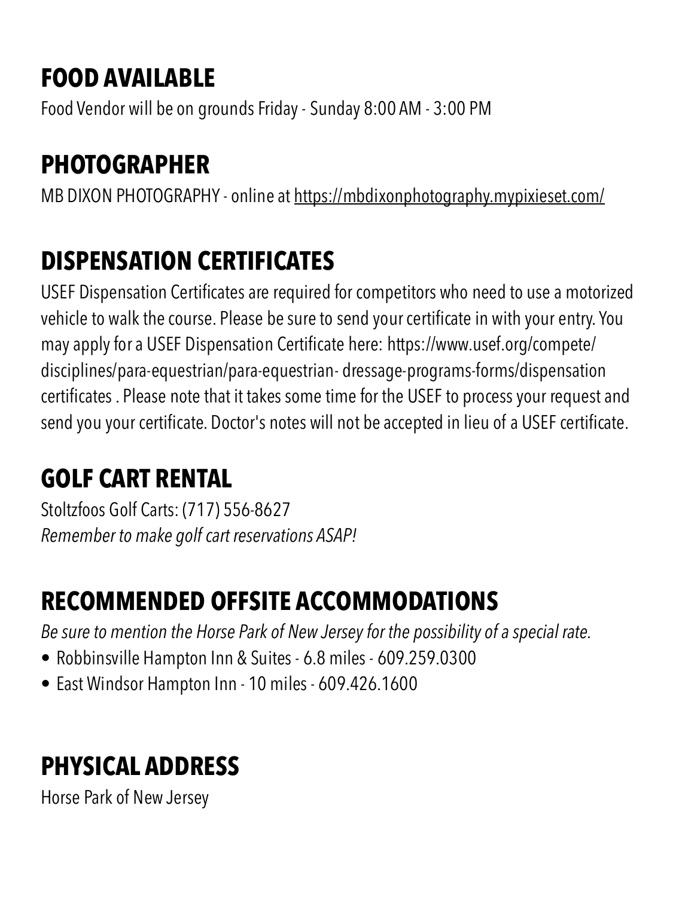## FOOD AVAILABLE

Food Vendor will be on grounds Friday - Sunday 8:00 AM - 3:00 PM

## PHOTOGRAPHER

MB DIXON PHOTOGRAPHY - online at https://mbdixonphotography.mypixieset.com/

## DISPENSATION CERTIFICATES

USEF Dispensation Certificates are required for competitors who need to use a motorized vehicle to walk the course. Please be sure to send your certificate in with your entry. You may apply for a USEF Dispensation Certificate here: https://www.usef.org/compete/disciplines/para-equestrian/para-equestrian- dressage-programs-forms/dispensation certificates . Please note that it takes some time for the USEF to process your request and send you your certificate. Doctor's notes will not be accepted in lieu of a USEF certificate.

## GOLF CART RENTAL

Stoltzfoos Golf Carts: (717) 556-8627
*Remember to make golf cart reservations ASAP!*

## RECOMMENDED OFFSITE ACCOMMODATIONS

*Be sure to mention the Horse Park of New Jersey for the possibility of a special rate.*

- Robbinsville Hampton Inn & Suites - 6.8 miles - 609.259.0300
- East Windsor Hampton Inn - 10 miles - 609.426.1600

## PHYSICAL ADDRESS

Horse Park of New Jersey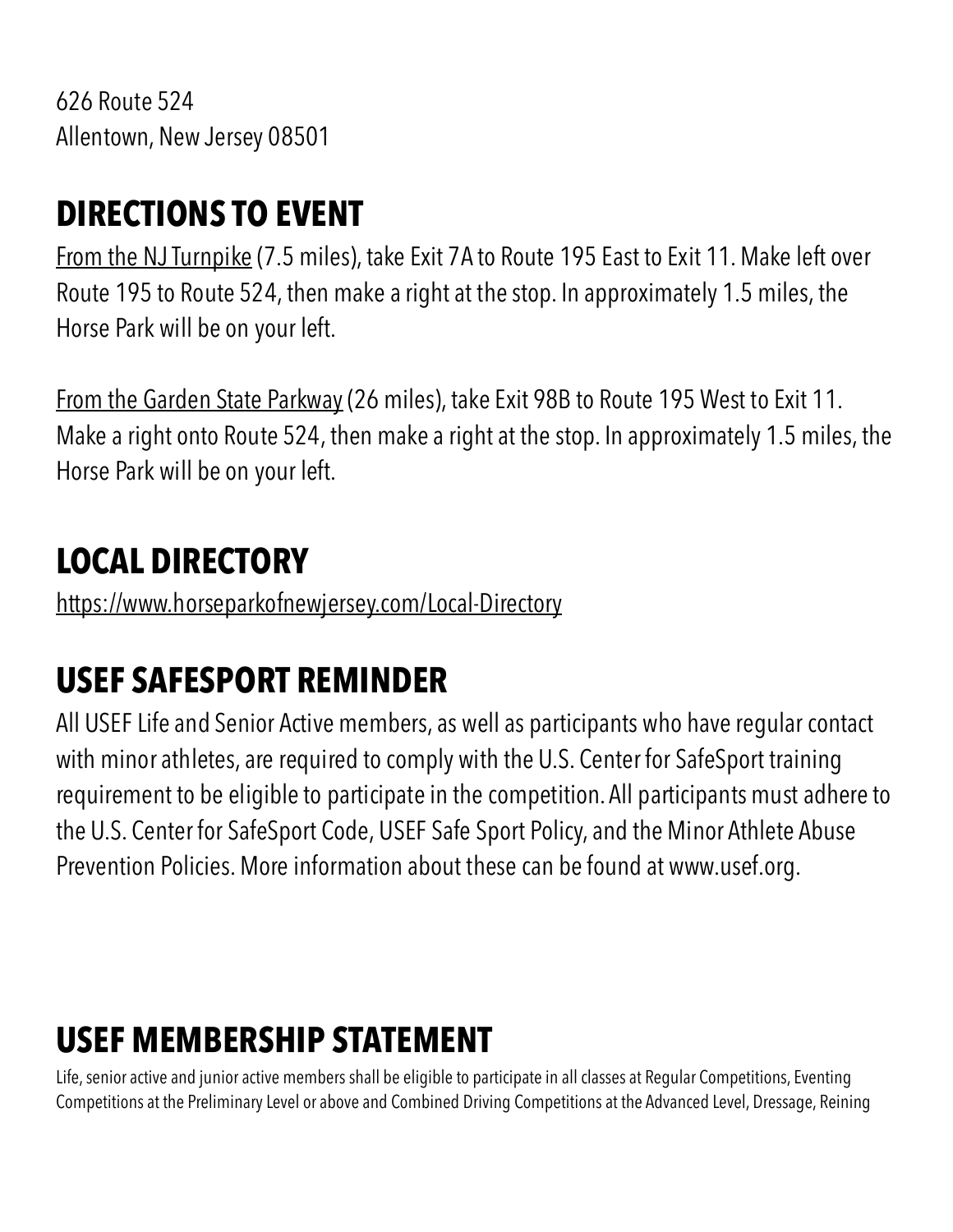626 Route 524
Allentown, New Jersey 08501

## DIRECTIONS TO EVENT

From the NJ Turnpike (7.5 miles), take Exit 7A to Route 195 East to Exit 11. Make left over Route 195 to Route 524, then make a right at the stop. In approximately 1.5 miles, the Horse Park will be on your left.

From the Garden State Parkway (26 miles), take Exit 98B to Route 195 West to Exit 11. Make a right onto Route 524, then make a right at the stop. In approximately 1.5 miles, the Horse Park will be on your left.

## LOCAL DIRECTORY

https://www.horseparkofnewjersey.com/Local-Directory

## USEF SAFESPORT REMINDER

All USEF Life and Senior Active members, as well as participants who have regular contact with minor athletes, are required to comply with the U.S. Center for SafeSport training requirement to be eligible to participate in the competition. All participants must adhere to the U.S. Center for SafeSport Code, USEF Safe Sport Policy, and the Minor Athlete Abuse Prevention Policies. More information about these can be found at www.usef.org.

## USEF MEMBERSHIP STATEMENT

Life, senior active and junior active members shall be eligible to participate in all classes at Regular Competitions, Eventing Competitions at the Preliminary Level or above and Combined Driving Competitions at the Advanced Level, Dressage, Reining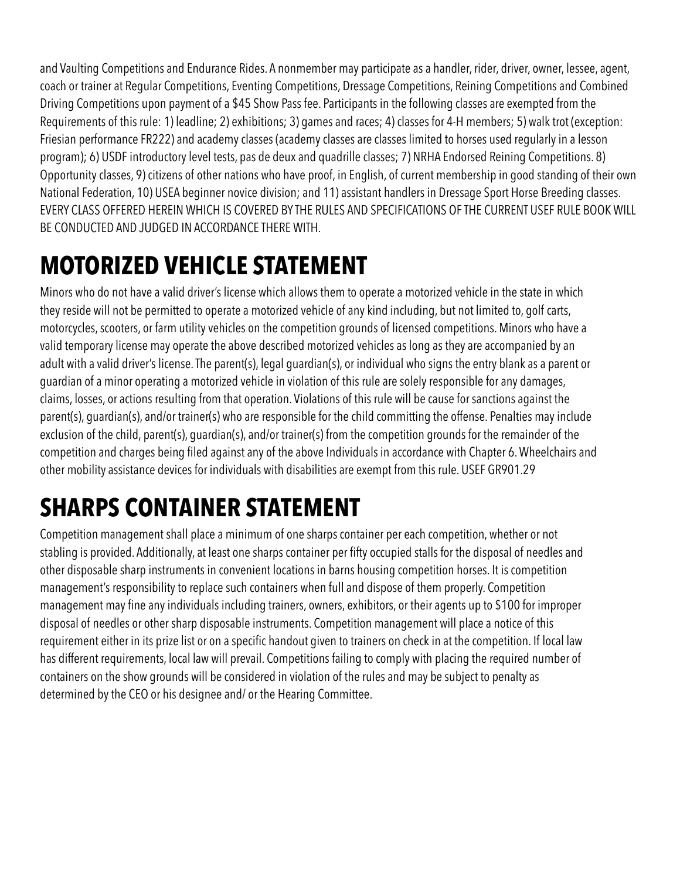and Vaulting Competitions and Endurance Rides. A nonmember may participate as a handler, rider, driver, owner, lessee, agent, coach or trainer at Regular Competitions, Eventing Competitions, Dressage Competitions, Reining Competitions and Combined Driving Competitions upon payment of a $45 Show Pass fee. Participants in the following classes are exempted from the Requirements of this rule: 1) leadline; 2) exhibitions; 3) games and races; 4) classes for 4-H members; 5) walk trot (exception: Friesian performance FR222) and academy classes (academy classes are classes limited to horses used regularly in a lesson program); 6) USDF introductory level tests, pas de deux and quadrille classes; 7) NRHA Endorsed Reining Competitions. 8) Opportunity classes, 9) citizens of other nations who have proof, in English, of current membership in good standing of their own National Federation, 10) USEA beginner novice division; and 11) assistant handlers in Dressage Sport Horse Breeding classes. EVERY CLASS OFFERED HEREIN WHICH IS COVERED BY THE RULES AND SPECIFICATIONS OF THE CURRENT USEF RULE BOOK WILL BE CONDUCTED AND JUDGED IN ACCORDANCE THERE WITH.

# MOTORIZED VEHICLE STATEMENT

Minors who do not have a valid driver's license which allows them to operate a motorized vehicle in the state in which they reside will not be permitted to operate a motorized vehicle of any kind including, but not limited to, golf carts, motorcycles, scooters, or farm utility vehicles on the competition grounds of licensed competitions. Minors who have a valid temporary license may operate the above described motorized vehicles as long as they are accompanied by an adult with a valid driver's license. The parent(s), legal guardian(s), or individual who signs the entry blank as a parent or guardian of a minor operating a motorized vehicle in violation of this rule are solely responsible for any damages, claims, losses, or actions resulting from that operation. Violations of this rule will be cause for sanctions against the parent(s), guardian(s), and/or trainer(s) who are responsible for the child committing the offense. Penalties may include exclusion of the child, parent(s), guardian(s), and/or trainer(s) from the competition grounds for the remainder of the competition and charges being filed against any of the above Individuals in accordance with Chapter 6. Wheelchairs and other mobility assistance devices for individuals with disabilities are exempt from this rule. USEF GR901.29

# SHARPS CONTAINER STATEMENT

Competition management shall place a minimum of one sharps container per each competition, whether or not stabling is provided. Additionally, at least one sharps container per fifty occupied stalls for the disposal of needles and other disposable sharp instruments in convenient locations in barns housing competition horses. It is competition management's responsibility to replace such containers when full and dispose of them properly. Competition management may fine any individuals including trainers, owners, exhibitors, or their agents up to $100 for improper disposal of needles or other sharp disposable instruments. Competition management will place a notice of this requirement either in its prize list or on a specific handout given to trainers on check in at the competition. If local law has different requirements, local law will prevail. Competitions failing to comply with placing the required number of containers on the show grounds will be considered in violation of the rules and may be subject to penalty as determined by the CEO or his designee and/ or the Hearing Committee.